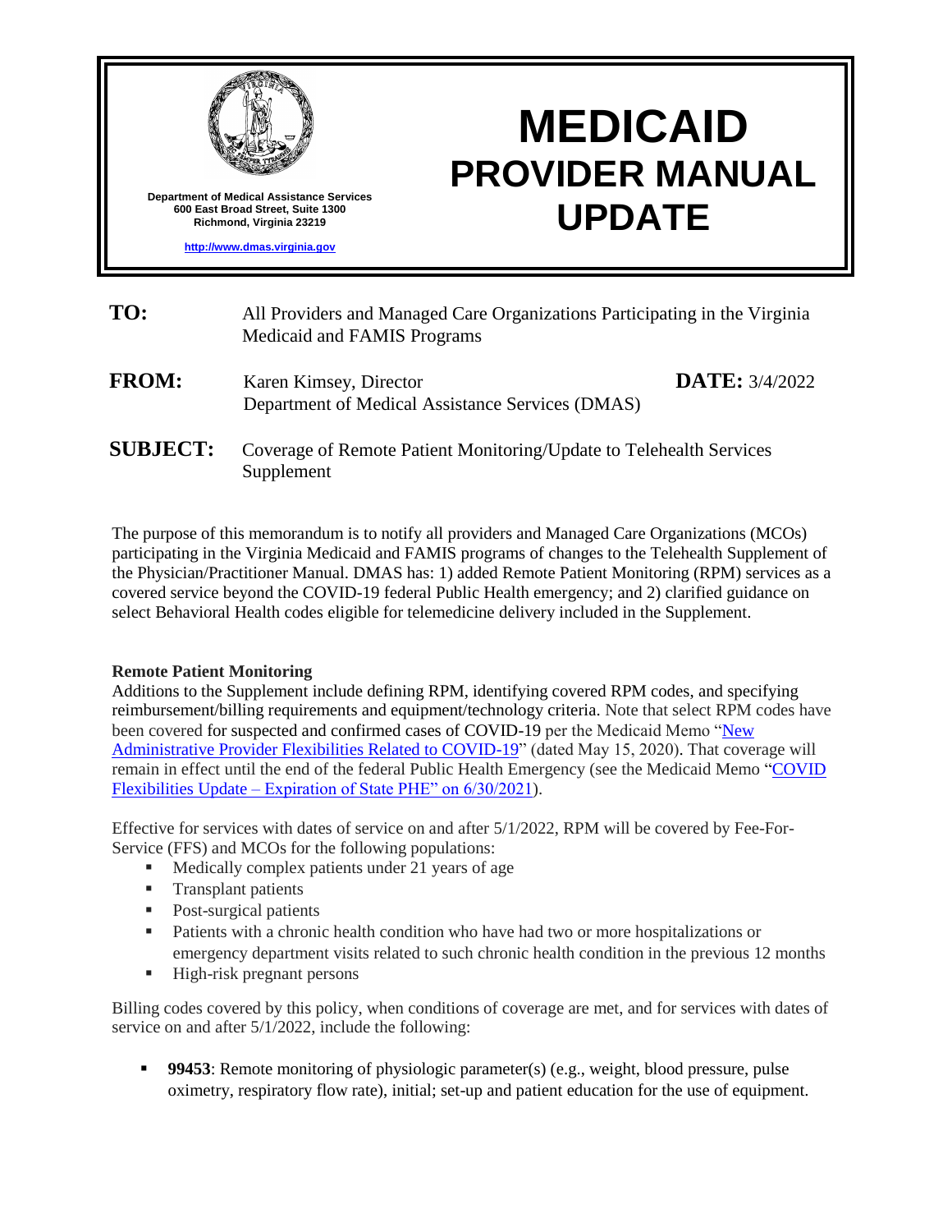Department of Medical Assistance Services
600 East Broad Street, Suite 1300
Richmond, Virginia 23219

http://www.dmas.virginia.gov

# MEDICAID PROVIDER MANUAL UPDATE

**TO:** All Providers and Managed Care Organizations Participating in the Virginia Medicaid and FAMIS Programs

**FROM:** Karen Kimsey, Director
Department of Medical Assistance Services (DMAS)

**DATE:** 3/4/2022

**SUBJECT:** Coverage of Remote Patient Monitoring/Update to Telehealth Services Supplement

The purpose of this memorandum is to notify all providers and Managed Care Organizations (MCOs) participating in the Virginia Medicaid and FAMIS programs of changes to the Telehealth Supplement of the Physician/Practitioner Manual. DMAS has: 1) added Remote Patient Monitoring (RPM) services as a covered service beyond the COVID-19 federal Public Health emergency; and 2) clarified guidance on select Behavioral Health codes eligible for telemedicine delivery included in the Supplement.

**Remote Patient Monitoring**

Additions to the Supplement include defining RPM, identifying covered RPM codes, and specifying reimbursement/billing requirements and equipment/technology criteria. Note that select RPM codes have been covered for suspected and confirmed cases of COVID-19 per the Medicaid Memo "New Administrative Provider Flexibilities Related to COVID-19" (dated May 15, 2020). That coverage will remain in effect until the end of the federal Public Health Emergency (see the Medicaid Memo "COVID Flexibilities Update – Expiration of State PHE" on 6/30/2021).

Effective for services with dates of service on and after 5/1/2022, RPM will be covered by Fee-For-Service (FFS) and MCOs for the following populations:

- Medically complex patients under 21 years of age
- Transplant patients
- Post-surgical patients
- Patients with a chronic health condition who have had two or more hospitalizations or emergency department visits related to such chronic health condition in the previous 12 months
- High-risk pregnant persons

Billing codes covered by this policy, when conditions of coverage are met, and for services with dates of service on and after 5/1/2022, include the following:

- **99453**: Remote monitoring of physiologic parameter(s) (e.g., weight, blood pressure, pulse oximetry, respiratory flow rate), initial; set-up and patient education for the use of equipment.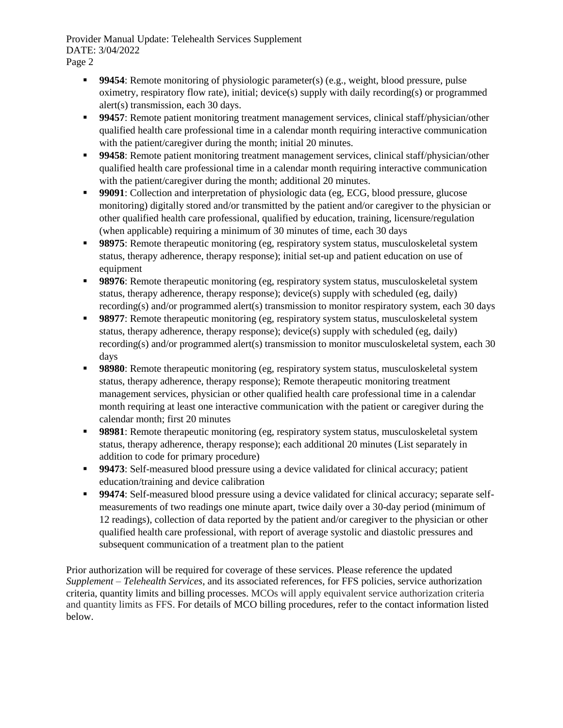- **99454**: Remote monitoring of physiologic parameter(s) (e.g., weight, blood pressure, pulse oximetry, respiratory flow rate), initial; device(s) supply with daily recording(s) or programmed alert(s) transmission, each 30 days.
- **99457**: Remote patient monitoring treatment management services, clinical staff/physician/other qualified health care professional time in a calendar month requiring interactive communication with the patient/caregiver during the month; initial 20 minutes.
- **99458**: Remote patient monitoring treatment management services, clinical staff/physician/other qualified health care professional time in a calendar month requiring interactive communication with the patient/caregiver during the month; additional 20 minutes.
- **99091**: Collection and interpretation of physiologic data (eg, ECG, blood pressure, glucose monitoring) digitally stored and/or transmitted by the patient and/or caregiver to the physician or other qualified health care professional, qualified by education, training, licensure/regulation (when applicable) requiring a minimum of 30 minutes of time, each 30 days
- **98975**: Remote therapeutic monitoring (eg, respiratory system status, musculoskeletal system status, therapy adherence, therapy response); initial set-up and patient education on use of equipment
- **98976**: Remote therapeutic monitoring (eg, respiratory system status, musculoskeletal system status, therapy adherence, therapy response); device(s) supply with scheduled (eg, daily) recording(s) and/or programmed alert(s) transmission to monitor respiratory system, each 30 days
- **98977**: Remote therapeutic monitoring (eg, respiratory system status, musculoskeletal system status, therapy adherence, therapy response); device(s) supply with scheduled (eg, daily) recording(s) and/or programmed alert(s) transmission to monitor musculoskeletal system, each 30 days
- **98980**: Remote therapeutic monitoring (eg, respiratory system status, musculoskeletal system status, therapy adherence, therapy response); Remote therapeutic monitoring treatment management services, physician or other qualified health care professional time in a calendar month requiring at least one interactive communication with the patient or caregiver during the calendar month; first 20 minutes
- **98981**: Remote therapeutic monitoring (eg, respiratory system status, musculoskeletal system status, therapy adherence, therapy response); each additional 20 minutes (List separately in addition to code for primary procedure)
- **99473**: Self-measured blood pressure using a device validated for clinical accuracy; patient education/training and device calibration
- **99474**: Self-measured blood pressure using a device validated for clinical accuracy; separate self-measurements of two readings one minute apart, twice daily over a 30-day period (minimum of 12 readings), collection of data reported by the patient and/or caregiver to the physician or other qualified health care professional, with report of average systolic and diastolic pressures and subsequent communication of a treatment plan to the patient

Prior authorization will be required for coverage of these services. Please reference the updated *Supplement – Telehealth Services*, and its associated references, for FFS policies, service authorization criteria, quantity limits and billing processes. MCOs will apply equivalent service authorization criteria and quantity limits as FFS. For details of MCO billing procedures, refer to the contact information listed below.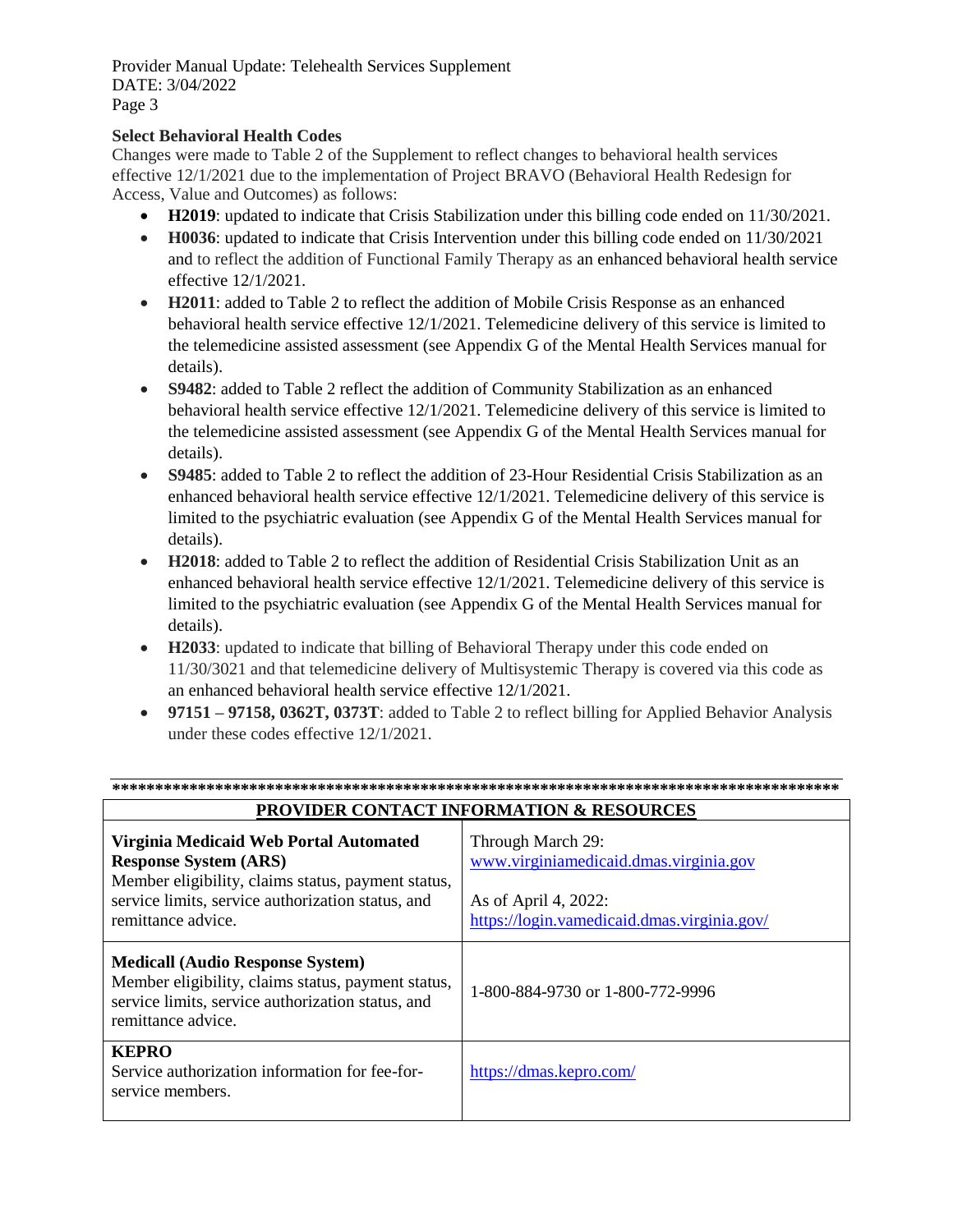**Select Behavioral Health Codes**

Changes were made to Table 2 of the Supplement to reflect changes to behavioral health services effective 12/1/2021 due to the implementation of Project BRAVO (Behavioral Health Redesign for Access, Value and Outcomes) as follows:

- **H2019**: updated to indicate that Crisis Stabilization under this billing code ended on 11/30/2021.
- **H0036**: updated to indicate that Crisis Intervention under this billing code ended on 11/30/2021 and to reflect the addition of Functional Family Therapy as an enhanced behavioral health service effective 12/1/2021.
- **H2011**: added to Table 2 to reflect the addition of Mobile Crisis Response as an enhanced behavioral health service effective 12/1/2021. Telemedicine delivery of this service is limited to the telemedicine assisted assessment (see Appendix G of the Mental Health Services manual for details).
- **S9482**: added to Table 2 reflect the addition of Community Stabilization as an enhanced behavioral health service effective 12/1/2021. Telemedicine delivery of this service is limited to the telemedicine assisted assessment (see Appendix G of the Mental Health Services manual for details).
- **S9485**: added to Table 2 to reflect the addition of 23-Hour Residential Crisis Stabilization as an enhanced behavioral health service effective 12/1/2021. Telemedicine delivery of this service is limited to the psychiatric evaluation (see Appendix G of the Mental Health Services manual for details).
- **H2018**: added to Table 2 to reflect the addition of Residential Crisis Stabilization Unit as an enhanced behavioral health service effective 12/1/2021. Telemedicine delivery of this service is limited to the psychiatric evaluation (see Appendix G of the Mental Health Services manual for details).
- **H2033**: updated to indicate that billing of Behavioral Therapy under this code ended on 11/30/3021 and that telemedicine delivery of Multisystemic Therapy is covered via this code as an enhanced behavioral health service effective 12/1/2021.
- **97151 – 97158, 0362T, 0373T**: added to Table 2 to reflect billing for Applied Behavior Analysis under these codes effective 12/1/2021.

**************************************************************************************

| PROVIDER CONTACT INFORMATION & RESOURCES | |
|---|---|
| **Virginia Medicaid Web Portal Automated Response System (ARS)**<br>Member eligibility, claims status, payment status, service limits, service authorization status, and remittance advice. | Through March 29:<br>www.virginiamedicaid.dmas.virginia.gov<br><br>As of April 4, 2022:<br>https://login.vamedicaid.dmas.virginia.gov/ |
| **Medicall (Audio Response System)**<br>Member eligibility, claims status, payment status, service limits, service authorization status, and remittance advice. | 1-800-884-9730 or 1-800-772-9996 |
| **KEPRO**<br>Service authorization information for fee-for-service members. | https://dmas.kepro.com/ |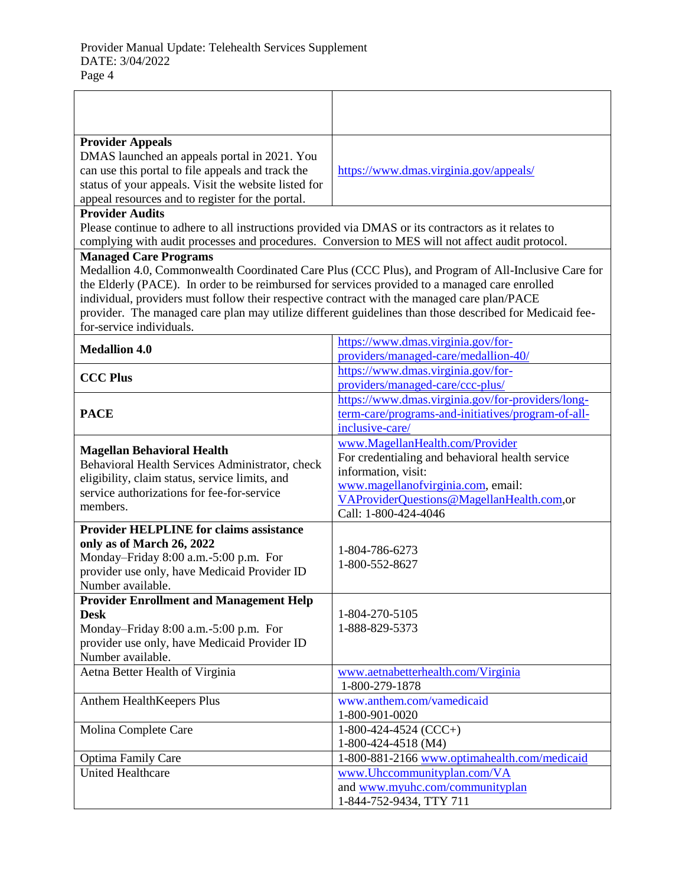| | |
|---|---|
| | |
| **Provider Appeals**<br>DMAS launched an appeals portal in 2021. You can use this portal to file appeals and track the status of your appeals. Visit the website listed for appeal resources and to register for the portal. | https://www.dmas.virginia.gov/appeals/ |
| **Provider Audits**<br>Please continue to adhere to all instructions provided via DMAS or its contractors as it relates to complying with audit processes and procedures. Conversion to MES will not affect audit protocol. | |
| **Managed Care Programs**<br>Medallion 4.0, Commonwealth Coordinated Care Plus (CCC Plus), and Program of All-Inclusive Care for the Elderly (PACE). In order to be reimbursed for services provided to a managed care enrolled individual, providers must follow their respective contract with the managed care plan/PACE provider. The managed care plan may utilize different guidelines than those described for Medicaid fee-for-service individuals. | |
| **Medallion 4.0** | https://www.dmas.virginia.gov/for-providers/managed-care/medallion-40/ |
| **CCC Plus** | https://www.dmas.virginia.gov/for-providers/managed-care/ccc-plus/ |
| **PACE** | https://www.dmas.virginia.gov/for-providers/long-term-care/programs-and-initiatives/program-of-all-inclusive-care/ |
| **Magellan Behavioral Health**<br>Behavioral Health Services Administrator, check eligibility, claim status, service limits, and service authorizations for fee-for-service members. | www.MagellanHealth.com/Provider<br>For credentialing and behavioral health service information, visit:<br>www.magellanofvirginia.com, email: VAProviderQuestions@MagellanHealth.com,or<br>Call: 1-800-424-4046 |
| **Provider HELPLINE for claims assistance only as of March 26, 2022**<br>Monday–Friday 8:00 a.m.-5:00 p.m. For provider use only, have Medicaid Provider ID Number available. | 1-804-786-6273<br>1-800-552-8627 |
| **Provider Enrollment and Management Help Desk**<br>Monday–Friday 8:00 a.m.-5:00 p.m. For provider use only, have Medicaid Provider ID Number available. | 1-804-270-5105<br>1-888-829-5373 |
| Aetna Better Health of Virginia | www.aetnabetterhealth.com/Virginia<br>1-800-279-1878 |
| Anthem HealthKeepers Plus | www.anthem.com/vamedicaid<br>1-800-901-0020 |
| Molina Complete Care | 1-800-424-4524 (CCC+)<br>1-800-424-4518 (M4) |
| Optima Family Care | 1-800-881-2166 www.optimahealth.com/medicaid |
| United Healthcare | www.Uhccommunityplan.com/VA<br>and www.myuhc.com/communityplan<br>1-844-752-9434, TTY 711 |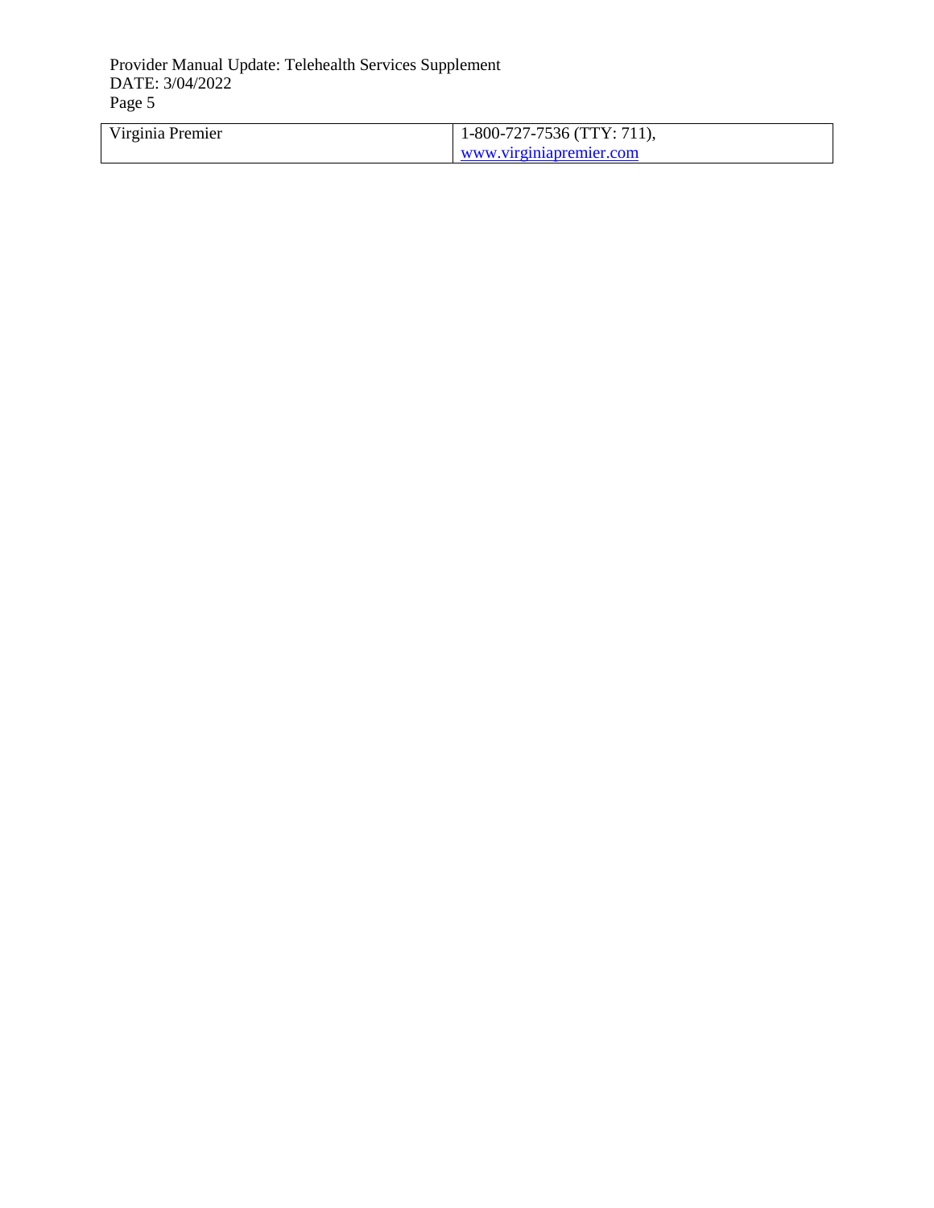| | |
|---|---|
| Virginia Premier | 1-800-727-7536 (TTY: 711), www.virginiapremier.com |